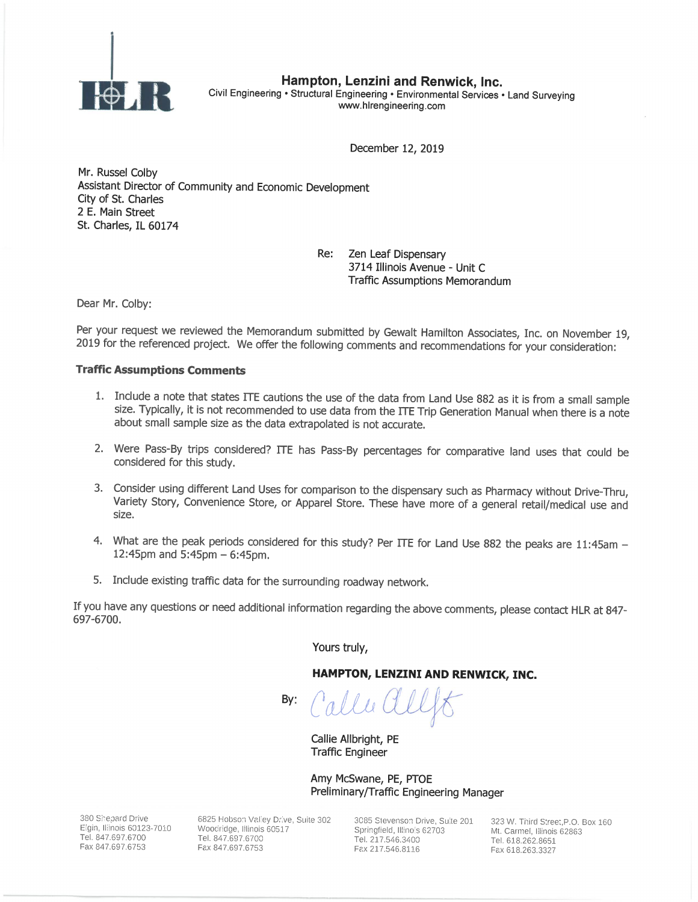# Hampton, Lenzini and Renwick, Inc.

Civil Engineering • Structural Engineering • Environmental Services • Land Surveying
www.hlrengineering.com

December 12, 2019

Mr. Russel Colby
Assistant Director of Community and Economic Development
City of St. Charles
2 E. Main Street
St. Charles, IL 60174

Re: Zen Leaf Dispensary
3714 Illinois Avenue - Unit C
Traffic Assumptions Memorandum

Dear Mr. Colby:

Per your request we reviewed the Memorandum submitted by Gewalt Hamilton Associates, Inc. on November 19, 2019 for the referenced project. We offer the following comments and recommendations for your consideration:

**Traffic Assumptions Comments**

1. Include a note that states ITE cautions the use of the data from Land Use 882 as it is from a small sample size. Typically, it is not recommended to use data from the ITE Trip Generation Manual when there is a note about small sample size as the data extrapolated is not accurate.
2. Were Pass-By trips considered? ITE has Pass-By percentages for comparative land uses that could be considered for this study.
3. Consider using different Land Uses for comparison to the dispensary such as Pharmacy without Drive-Thru, Variety Story, Convenience Store, or Apparel Store. These have more of a general retail/medical use and size.
4. What are the peak periods considered for this study? Per ITE for Land Use 882 the peaks are 11:45am – 12:45pm and 5:45pm – 6:45pm.
5. Include existing traffic data for the surrounding roadway network.

If you have any questions or need additional information regarding the above comments, please contact HLR at 847-697-6700.

Yours truly,

**HAMPTON, LENZINI AND RENWICK, INC.**

By: *Callie Allbright*

Callie Allbright, PE
Traffic Engineer

Amy McSwane, PE, PTOE
Preliminary/Traffic Engineering Manager

380 Shepard Drive
Elgin, Illinois 60123-7010
Tel. 847.697.6700
Fax 847.697.6753

6825 Hobson Valley Drive, Suite 302
Woodridge, Illinois 60517
Tel. 847.697.6700
Fax 847.697.6753

3085 Stevenson Drive, Suite 201
Springfield, Illinois 62703
Tel. 217.546.3400
Fax 217.546.8116

323 W. Third Street, P.O. Box 160
Mt. Carmel, Illinois 62863
Tel. 618.262.8651
Fax 618.263.3327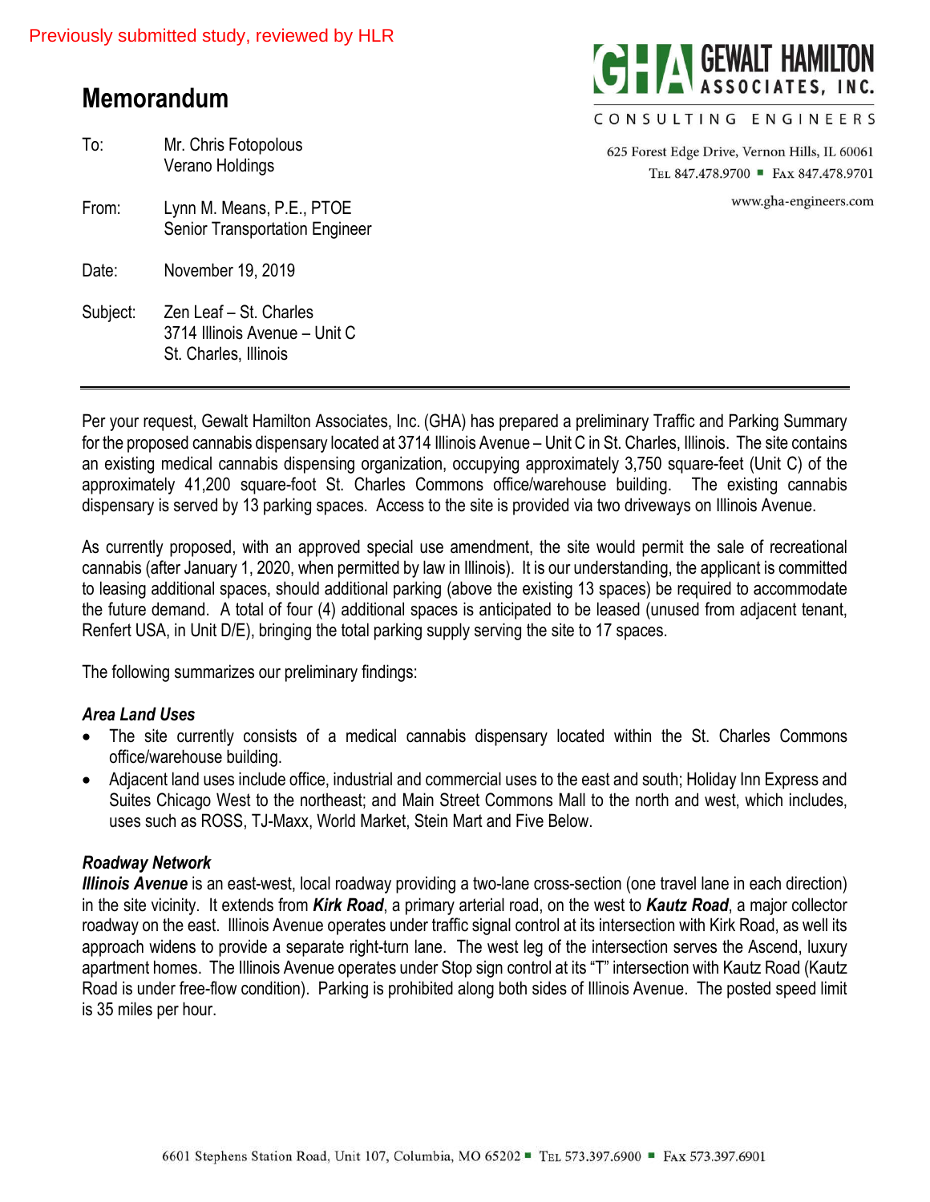Previously submitted study, reviewed by HLR

GEWALT HAMILTON ASSOCIATES, INC.

CONSULTING ENGINEERS

625 Forest Edge Drive, Vernon Hills, IL 60061
TEL 847.478.9700 ■ FAX 847.478.9701
www.gha-engineers.com

# Memorandum

To: Mr. Chris Fotopolous
Verano Holdings

From: Lynn M. Means, P.E., PTOE
Senior Transportation Engineer

Date: November 19, 2019

Subject: Zen Leaf – St. Charles
3714 Illinois Avenue – Unit C
St. Charles, Illinois

---

Per your request, Gewalt Hamilton Associates, Inc. (GHA) has prepared a preliminary Traffic and Parking Summary for the proposed cannabis dispensary located at 3714 Illinois Avenue – Unit C in St. Charles, Illinois. The site contains an existing medical cannabis dispensing organization, occupying approximately 3,750 square-feet (Unit C) of the approximately 41,200 square-foot St. Charles Commons office/warehouse building. The existing cannabis dispensary is served by 13 parking spaces. Access to the site is provided via two driveways on Illinois Avenue.

As currently proposed, with an approved special use amendment, the site would permit the sale of recreational cannabis (after January 1, 2020, when permitted by law in Illinois). It is our understanding, the applicant is committed to leasing additional spaces, should additional parking (above the existing 13 spaces) be required to accommodate the future demand. A total of four (4) additional spaces is anticipated to be leased (unused from adjacent tenant, Renfert USA, in Unit D/E), bringing the total parking supply serving the site to 17 spaces.

The following summarizes our preliminary findings:

### *Area Land Uses*

- The site currently consists of a medical cannabis dispensary located within the St. Charles Commons office/warehouse building.
- Adjacent land uses include office, industrial and commercial uses to the east and south; Holiday Inn Express and Suites Chicago West to the northeast; and Main Street Commons Mall to the north and west, which includes, uses such as ROSS, TJ-Maxx, World Market, Stein Mart and Five Below.

### *Roadway Network*

***Illinois Avenue*** is an east-west, local roadway providing a two-lane cross-section (one travel lane in each direction) in the site vicinity. It extends from ***Kirk Road***, a primary arterial road, on the west to ***Kautz Road***, a major collector roadway on the east. Illinois Avenue operates under traffic signal control at its intersection with Kirk Road, as well its approach widens to provide a separate right-turn lane. The west leg of the intersection serves the Ascend, luxury apartment homes. The Illinois Avenue operates under Stop sign control at its "T" intersection with Kautz Road (Kautz Road is under free-flow condition). Parking is prohibited along both sides of Illinois Avenue. The posted speed limit is 35 miles per hour.

6601 Stephens Station Road, Unit 107, Columbia, MO 65202 ■ TEL 573.397.6900 ■ FAX 573.397.6901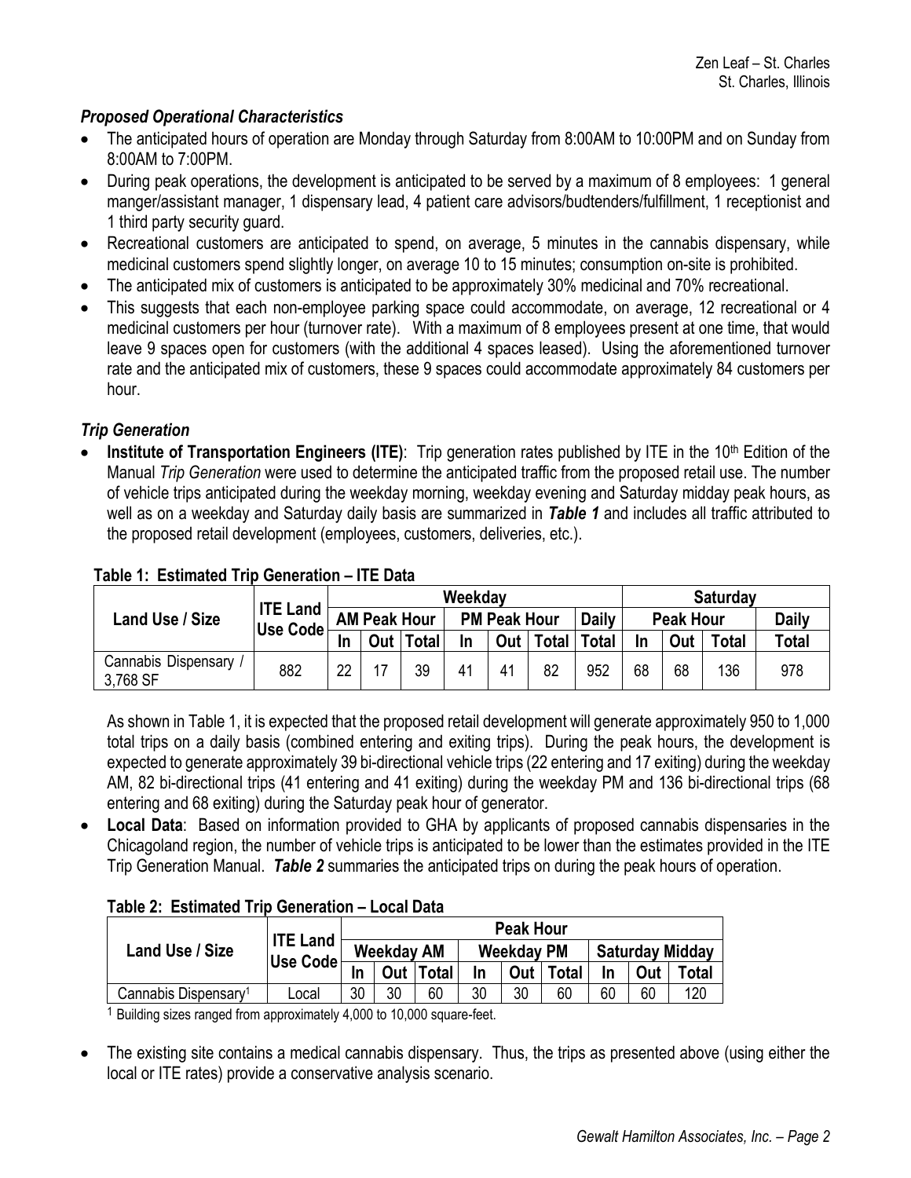### *Proposed Operational Characteristics*

- The anticipated hours of operation are Monday through Saturday from 8:00AM to 10:00PM and on Sunday from 8:00AM to 7:00PM.
- During peak operations, the development is anticipated to be served by a maximum of 8 employees: 1 general manger/assistant manager, 1 dispensary lead, 4 patient care advisors/budtenders/fulfillment, 1 receptionist and 1 third party security guard.
- Recreational customers are anticipated to spend, on average, 5 minutes in the cannabis dispensary, while medicinal customers spend slightly longer, on average 10 to 15 minutes; consumption on-site is prohibited.
- The anticipated mix of customers is anticipated to be approximately 30% medicinal and 70% recreational.
- This suggests that each non-employee parking space could accommodate, on average, 12 recreational or 4 medicinal customers per hour (turnover rate). With a maximum of 8 employees present at one time, that would leave 9 spaces open for customers (with the additional 4 spaces leased). Using the aforementioned turnover rate and the anticipated mix of customers, these 9 spaces could accommodate approximately 84 customers per hour.

### *Trip Generation*

- **Institute of Transportation Engineers (ITE)**: Trip generation rates published by ITE in the 10th Edition of the Manual *Trip Generation* were used to determine the anticipated traffic from the proposed retail use. The number of vehicle trips anticipated during the weekday morning, weekday evening and Saturday midday peak hours, as well as on a weekday and Saturday daily basis are summarized in ***Table 1*** and includes all traffic attributed to the proposed retail development (employees, customers, deliveries, etc.).

**Table 1: Estimated Trip Generation – ITE Data**

| Land Use / Size | ITE Land Use Code | Weekday | | | | | | | Saturday | | | |
|---|---|---|---|---|---|---|---|---|---|---|---|---|
| | | AM Peak Hour | | | PM Peak Hour | | | Daily | Peak Hour | | | Daily |
| | | In | Out | Total | In | Out | Total | Total | In | Out | Total | Total |
| Cannabis Dispensary / 3,768 SF | 882 | 22 | 17 | 39 | 41 | 41 | 82 | 952 | 68 | 68 | 136 | 978 |

As shown in Table 1, it is expected that the proposed retail development will generate approximately 950 to 1,000 total trips on a daily basis (combined entering and exiting trips). During the peak hours, the development is expected to generate approximately 39 bi-directional vehicle trips (22 entering and 17 exiting) during the weekday AM, 82 bi-directional trips (41 entering and 41 exiting) during the weekday PM and 136 bi-directional trips (68 entering and 68 exiting) during the Saturday peak hour of generator.

- **Local Data**: Based on information provided to GHA by applicants of proposed cannabis dispensaries in the Chicagoland region, the number of vehicle trips is anticipated to be lower than the estimates provided in the ITE Trip Generation Manual. ***Table 2*** summaries the anticipated trips on during the peak hours of operation.

**Table 2: Estimated Trip Generation – Local Data**

| Land Use / Size | ITE Land Use Code | Peak Hour | | | | | | | | |
|---|---|---|---|---|---|---|---|---|---|---|
| | | Weekday AM | | | Weekday PM | | | Saturday Midday | | |
| | | In | Out | Total | In | Out | Total | In | Out | Total |
| Cannabis Dispensary[1] | Local | 30 | 30 | 60 | 30 | 30 | 60 | 60 | 60 | 120 |

[1] Building sizes ranged from approximately 4,000 to 10,000 square-feet.

- The existing site contains a medical cannabis dispensary. Thus, the trips as presented above (using either the local or ITE rates) provide a conservative analysis scenario.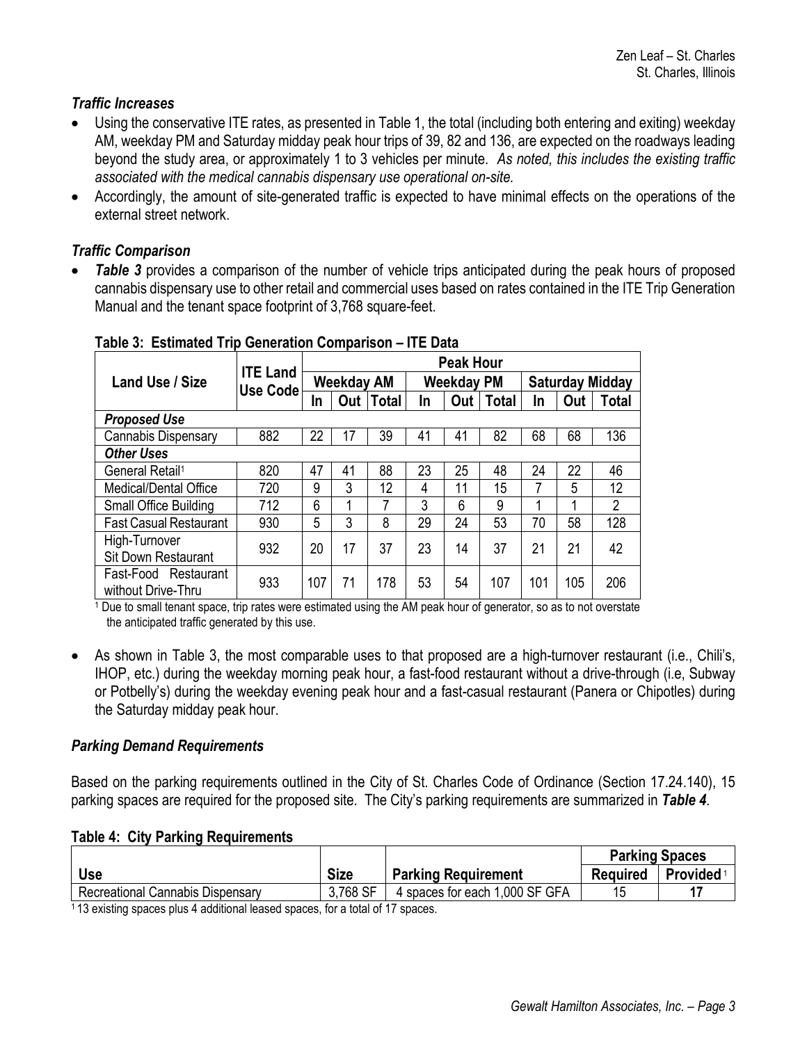### *Traffic Increases*

- Using the conservative ITE rates, as presented in Table 1, the total (including both entering and exiting) weekday AM, weekday PM and Saturday midday peak hour trips of 39, 82 and 136, are expected on the roadways leading beyond the study area, or approximately 1 to 3 vehicles per minute. *As noted, this includes the existing traffic associated with the medical cannabis dispensary use operational on-site.*
- Accordingly, the amount of site-generated traffic is expected to have minimal effects on the operations of the external street network.

### *Traffic Comparison*

- ***Table 3*** provides a comparison of the number of vehicle trips anticipated during the peak hours of proposed cannabis dispensary use to other retail and commercial uses based on rates contained in the ITE Trip Generation Manual and the tenant space footprint of 3,768 square-feet.

**Table 3: Estimated Trip Generation Comparison – ITE Data**

| Land Use / Size | ITE Land Use Code | Peak Hour | | | | | | | | |
|---|---|---|---|---|---|---|---|---|---|---|
| | | Weekday AM | | | Weekday PM | | | Saturday Midday | | |
| | | In | Out | Total | In | Out | Total | In | Out | Total |
| ***Proposed Use*** | | | | | | | | | | |
| Cannabis Dispensary | 882 | 22 | 17 | 39 | 41 | 41 | 82 | 68 | 68 | 136 |
| ***Other Uses*** | | | | | | | | | | |
| General Retail[1] | 820 | 47 | 41 | 88 | 23 | 25 | 48 | 24 | 22 | 46 |
| Medical/Dental Office | 720 | 9 | 3 | 12 | 4 | 11 | 15 | 7 | 5 | 12 |
| Small Office Building | 712 | 6 | 1 | 7 | 3 | 6 | 9 | 1 | 1 | 2 |
| Fast Casual Restaurant | 930 | 5 | 3 | 8 | 29 | 24 | 53 | 70 | 58 | 128 |
| High-Turnover Sit Down Restaurant | 932 | 20 | 17 | 37 | 23 | 14 | 37 | 21 | 21 | 42 |
| Fast-Food Restaurant without Drive-Thru | 933 | 107 | 71 | 178 | 53 | 54 | 107 | 101 | 105 | 206 |

[1] Due to small tenant space, trip rates were estimated using the AM peak hour of generator, so as to not overstate the anticipated traffic generated by this use.

- As shown in Table 3, the most comparable uses to that proposed are a high-turnover restaurant (i.e., Chili's, IHOP, etc.) during the weekday morning peak hour, a fast-food restaurant without a drive-through (i.e, Subway or Potbelly's) during the weekday evening peak hour and a fast-casual restaurant (Panera or Chipotles) during the Saturday midday peak hour.

### *Parking Demand Requirements*

Based on the parking requirements outlined in the City of St. Charles Code of Ordinance (Section 17.24.140), 15 parking spaces are required for the proposed site. The City's parking requirements are summarized in ***Table 4***.

**Table 4: City Parking Requirements**

| Use | Size | Parking Requirement | Parking Spaces | |
|---|---|---|---|---|
| | | | Required | Provided[1] |
| Recreational Cannabis Dispensary | 3,768 SF | 4 spaces for each 1,000 SF GFA | 15 | **17** |

[1] 13 existing spaces plus 4 additional leased spaces, for a total of 17 spaces.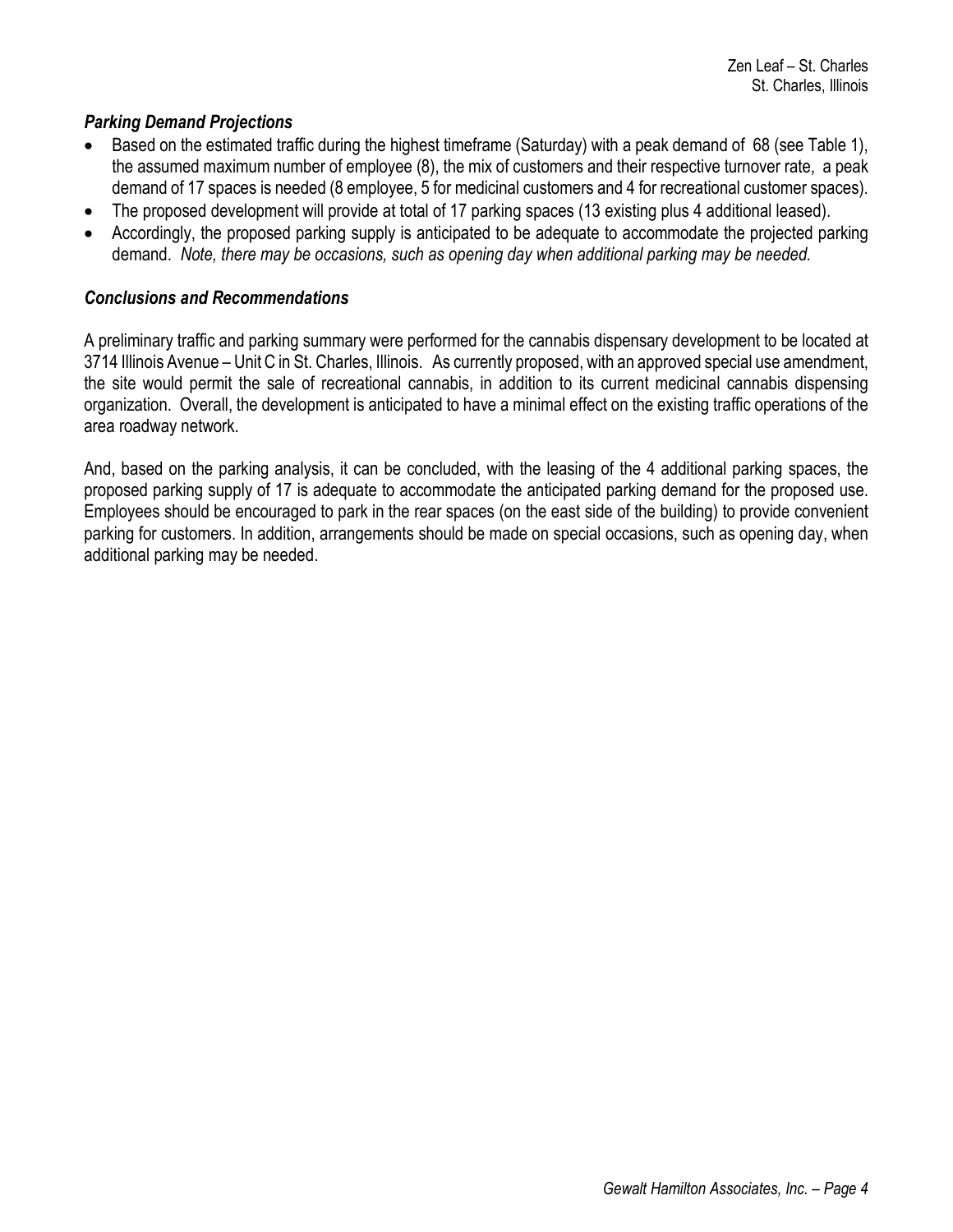### *Parking Demand Projections*

- Based on the estimated traffic during the highest timeframe (Saturday) with a peak demand of 68 (see Table 1), the assumed maximum number of employee (8), the mix of customers and their respective turnover rate, a peak demand of 17 spaces is needed (8 employee, 5 for medicinal customers and 4 for recreational customer spaces).
- The proposed development will provide at total of 17 parking spaces (13 existing plus 4 additional leased).
- Accordingly, the proposed parking supply is anticipated to be adequate to accommodate the projected parking demand. *Note, there may be occasions, such as opening day when additional parking may be needed.*

### *Conclusions and Recommendations*

A preliminary traffic and parking summary were performed for the cannabis dispensary development to be located at 3714 Illinois Avenue – Unit C in St. Charles, Illinois. As currently proposed, with an approved special use amendment, the site would permit the sale of recreational cannabis, in addition to its current medicinal cannabis dispensing organization. Overall, the development is anticipated to have a minimal effect on the existing traffic operations of the area roadway network.

And, based on the parking analysis, it can be concluded, with the leasing of the 4 additional parking spaces, the proposed parking supply of 17 is adequate to accommodate the anticipated parking demand for the proposed use. Employees should be encouraged to park in the rear spaces (on the east side of the building) to provide convenient parking for customers. In addition, arrangements should be made on special occasions, such as opening day, when additional parking may be needed.